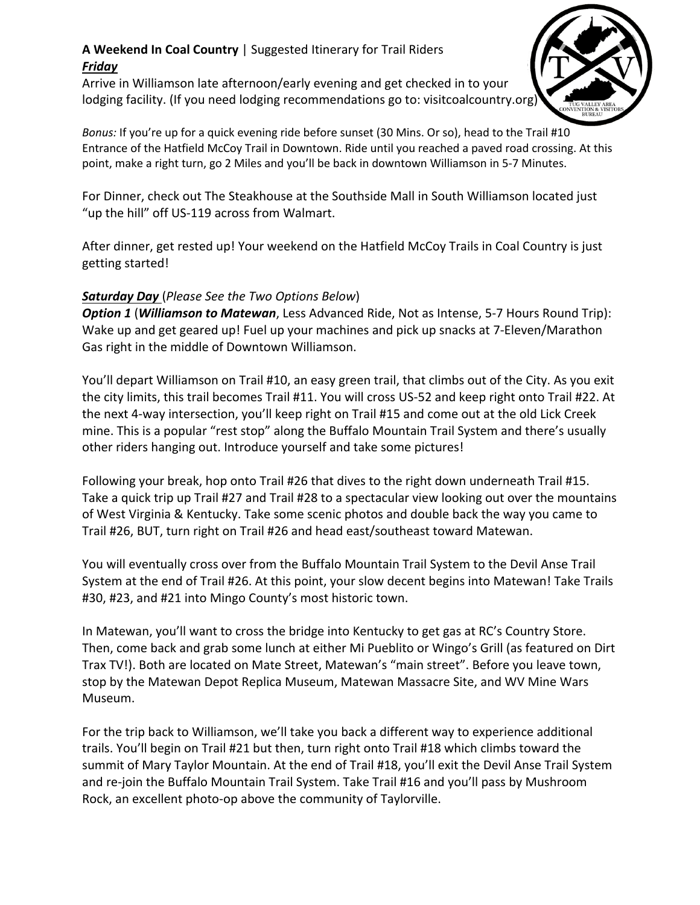**A Weekend In Coal Country** | Suggested Itinerary for Trail Riders

***Friday***

Arrive in Williamson late afternoon/early evening and get checked in to your lodging facility. (If you need lodging recommendations go to: visitcoalcountry.org)

*Bonus:* If you're up for a quick evening ride before sunset (30 Mins. Or so), head to the Trail #10 Entrance of the Hatfield McCoy Trail in Downtown. Ride until you reached a paved road crossing. At this point, make a right turn, go 2 Miles and you'll be back in downtown Williamson in 5-7 Minutes.

For Dinner, check out The Steakhouse at the Southside Mall in South Williamson located just "up the hill" off US-119 across from Walmart.

After dinner, get rested up! Your weekend on the Hatfield McCoy Trails in Coal Country is just getting started!

***Saturday Day*** (*Please See the Two Options Below*)

***Option 1*** (***Williamson to Matewan***, Less Advanced Ride, Not as Intense, 5-7 Hours Round Trip): Wake up and get geared up! Fuel up your machines and pick up snacks at 7-Eleven/Marathon Gas right in the middle of Downtown Williamson.

You'll depart Williamson on Trail #10, an easy green trail, that climbs out of the City. As you exit the city limits, this trail becomes Trail #11. You will cross US-52 and keep right onto Trail #22. At the next 4-way intersection, you'll keep right on Trail #15 and come out at the old Lick Creek mine. This is a popular "rest stop" along the Buffalo Mountain Trail System and there's usually other riders hanging out. Introduce yourself and take some pictures!

Following your break, hop onto Trail #26 that dives to the right down underneath Trail #15. Take a quick trip up Trail #27 and Trail #28 to a spectacular view looking out over the mountains of West Virginia & Kentucky. Take some scenic photos and double back the way you came to Trail #26, BUT, turn right on Trail #26 and head east/southeast toward Matewan.

You will eventually cross over from the Buffalo Mountain Trail System to the Devil Anse Trail System at the end of Trail #26. At this point, your slow decent begins into Matewan! Take Trails #30, #23, and #21 into Mingo County's most historic town.

In Matewan, you'll want to cross the bridge into Kentucky to get gas at RC's Country Store. Then, come back and grab some lunch at either Mi Pueblito or Wingo's Grill (as featured on Dirt Trax TV!). Both are located on Mate Street, Matewan's "main street". Before you leave town, stop by the Matewan Depot Replica Museum, Matewan Massacre Site, and WV Mine Wars Museum.

For the trip back to Williamson, we'll take you back a different way to experience additional trails. You'll begin on Trail #21 but then, turn right onto Trail #18 which climbs toward the summit of Mary Taylor Mountain. At the end of Trail #18, you'll exit the Devil Anse Trail System and re-join the Buffalo Mountain Trail System. Take Trail #16 and you'll pass by Mushroom Rock, an excellent photo-op above the community of Taylorville.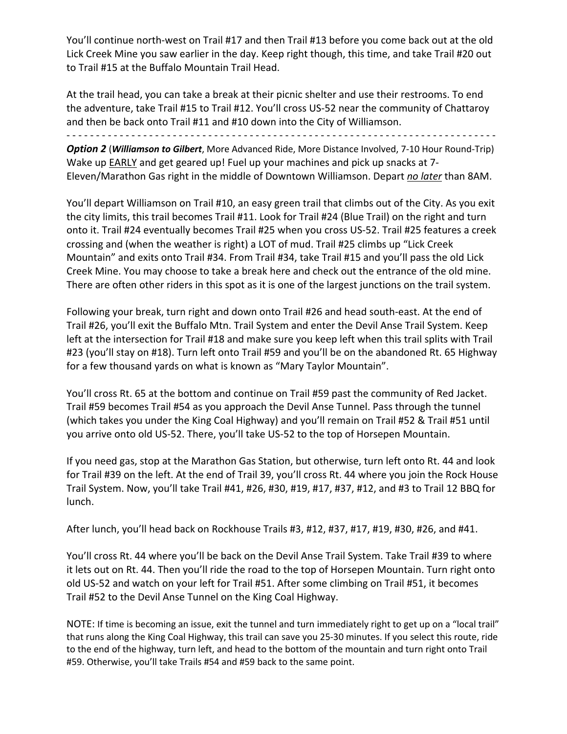You'll continue north-west on Trail #17 and then Trail #13 before you come back out at the old Lick Creek Mine you saw earlier in the day. Keep right though, this time, and take Trail #20 out to Trail #15 at the Buffalo Mountain Trail Head.

At the trail head, you can take a break at their picnic shelter and use their restrooms. To end the adventure, take Trail #15 to Trail #12. You'll cross US-52 near the community of Chattaroy and then be back onto Trail #11 and #10 down into the City of Williamson.

- - - - - - - - - - - - - - - - - - - - - - - - - - - - - - - - - - - - - - - - - - - - - - - - - - - - - - - - - - - - - - - - - - - - - - - -

***Option 2*** (***Williamson to Gilbert***, More Advanced Ride, More Distance Involved, 7-10 Hour Round-Trip) Wake up <u>EARLY</u> and get geared up! Fuel up your machines and pick up snacks at 7-Eleven/Marathon Gas right in the middle of Downtown Williamson. Depart <u>*no later*</u> than 8AM.

You'll depart Williamson on Trail #10, an easy green trail that climbs out of the City. As you exit the city limits, this trail becomes Trail #11. Look for Trail #24 (Blue Trail) on the right and turn onto it. Trail #24 eventually becomes Trail #25 when you cross US-52. Trail #25 features a creek crossing and (when the weather is right) a LOT of mud. Trail #25 climbs up "Lick Creek Mountain" and exits onto Trail #34. From Trail #34, take Trail #15 and you'll pass the old Lick Creek Mine. You may choose to take a break here and check out the entrance of the old mine. There are often other riders in this spot as it is one of the largest junctions on the trail system.

Following your break, turn right and down onto Trail #26 and head south-east. At the end of Trail #26, you'll exit the Buffalo Mtn. Trail System and enter the Devil Anse Trail System. Keep left at the intersection for Trail #18 and make sure you keep left when this trail splits with Trail #23 (you'll stay on #18). Turn left onto Trail #59 and you'll be on the abandoned Rt. 65 Highway for a few thousand yards on what is known as "Mary Taylor Mountain".

You'll cross Rt. 65 at the bottom and continue on Trail #59 past the community of Red Jacket. Trail #59 becomes Trail #54 as you approach the Devil Anse Tunnel. Pass through the tunnel (which takes you under the King Coal Highway) and you'll remain on Trail #52 & Trail #51 until you arrive onto old US-52. There, you'll take US-52 to the top of Horsepen Mountain.

If you need gas, stop at the Marathon Gas Station, but otherwise, turn left onto Rt. 44 and look for Trail #39 on the left. At the end of Trail 39, you'll cross Rt. 44 where you join the Rock House Trail System. Now, you'll take Trail #41, #26, #30, #19, #17, #37, #12, and #3 to Trail 12 BBQ for lunch.

After lunch, you'll head back on Rockhouse Trails #3, #12, #37, #17, #19, #30, #26, and #41.

You'll cross Rt. 44 where you'll be back on the Devil Anse Trail System. Take Trail #39 to where it lets out on Rt. 44. Then you'll ride the road to the top of Horsepen Mountain. Turn right onto old US-52 and watch on your left for Trail #51. After some climbing on Trail #51, it becomes Trail #52 to the Devil Anse Tunnel on the King Coal Highway.

NOTE: If time is becoming an issue, exit the tunnel and turn immediately right to get up on a "local trail" that runs along the King Coal Highway, this trail can save you 25-30 minutes. If you select this route, ride to the end of the highway, turn left, and head to the bottom of the mountain and turn right onto Trail #59. Otherwise, you'll take Trails #54 and #59 back to the same point.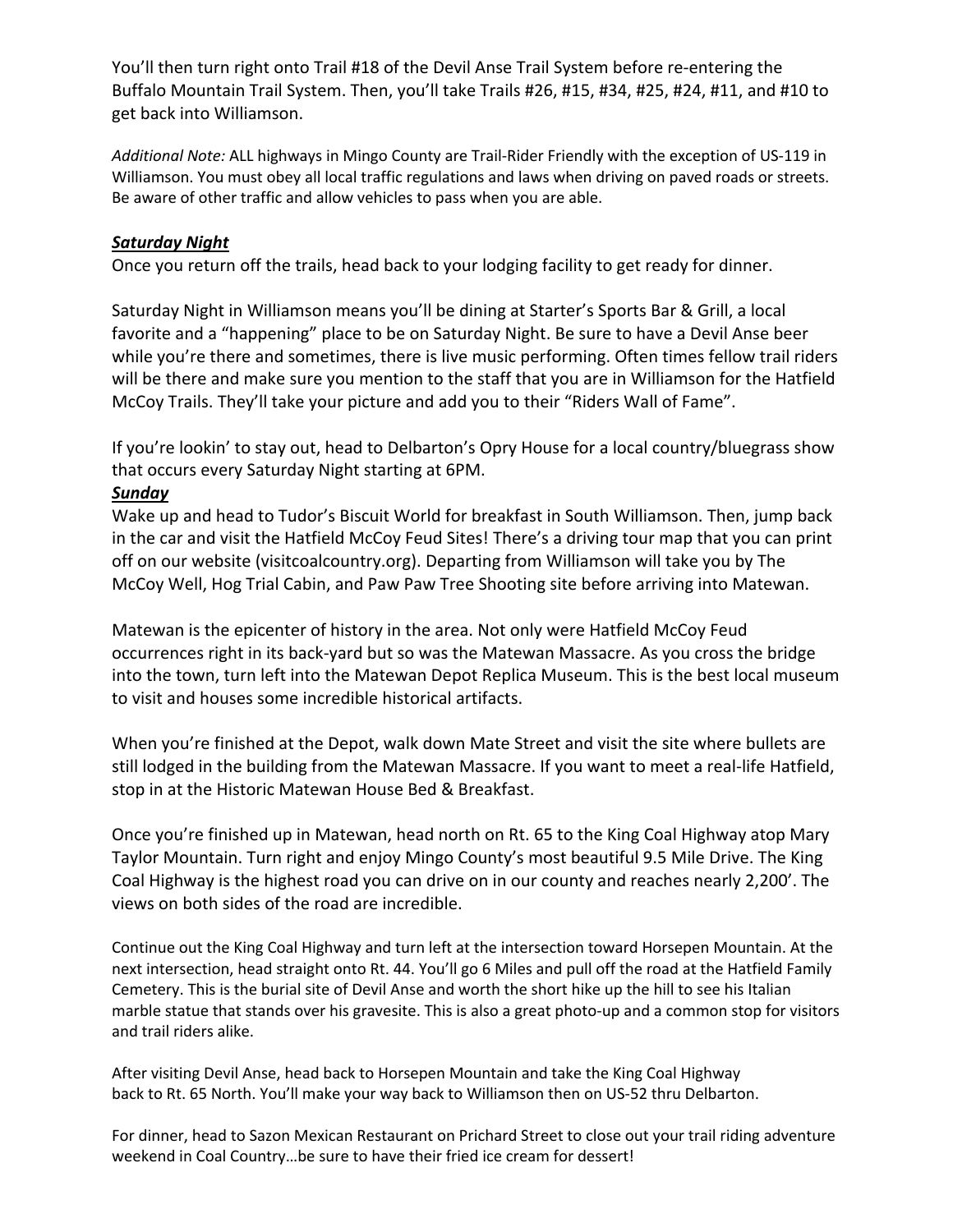You'll then turn right onto Trail #18 of the Devil Anse Trail System before re-entering the Buffalo Mountain Trail System. Then, you'll take Trails #26, #15, #34, #25, #24, #11, and #10 to get back into Williamson.

*Additional Note:* ALL highways in Mingo County are Trail-Rider Friendly with the exception of US-119 in Williamson. You must obey all local traffic regulations and laws when driving on paved roads or streets. Be aware of other traffic and allow vehicles to pass when you are able.

***Saturday Night***

Once you return off the trails, head back to your lodging facility to get ready for dinner.

Saturday Night in Williamson means you'll be dining at Starter's Sports Bar & Grill, a local favorite and a "happening" place to be on Saturday Night. Be sure to have a Devil Anse beer while you're there and sometimes, there is live music performing. Often times fellow trail riders will be there and make sure you mention to the staff that you are in Williamson for the Hatfield McCoy Trails. They'll take your picture and add you to their "Riders Wall of Fame".

If you're lookin' to stay out, head to Delbarton's Opry House for a local country/bluegrass show that occurs every Saturday Night starting at 6PM.

***Sunday***

Wake up and head to Tudor's Biscuit World for breakfast in South Williamson. Then, jump back in the car and visit the Hatfield McCoy Feud Sites! There's a driving tour map that you can print off on our website (visitcoalcountry.org). Departing from Williamson will take you by The McCoy Well, Hog Trial Cabin, and Paw Paw Tree Shooting site before arriving into Matewan.

Matewan is the epicenter of history in the area. Not only were Hatfield McCoy Feud occurrences right in its back-yard but so was the Matewan Massacre. As you cross the bridge into the town, turn left into the Matewan Depot Replica Museum. This is the best local museum to visit and houses some incredible historical artifacts.

When you're finished at the Depot, walk down Mate Street and visit the site where bullets are still lodged in the building from the Matewan Massacre. If you want to meet a real-life Hatfield, stop in at the Historic Matewan House Bed & Breakfast.

Once you're finished up in Matewan, head north on Rt. 65 to the King Coal Highway atop Mary Taylor Mountain. Turn right and enjoy Mingo County's most beautiful 9.5 Mile Drive. The King Coal Highway is the highest road you can drive on in our county and reaches nearly 2,200'. The views on both sides of the road are incredible.

Continue out the King Coal Highway and turn left at the intersection toward Horsepen Mountain. At the next intersection, head straight onto Rt. 44. You'll go 6 Miles and pull off the road at the Hatfield Family Cemetery. This is the burial site of Devil Anse and worth the short hike up the hill to see his Italian marble statue that stands over his gravesite. This is also a great photo-up and a common stop for visitors and trail riders alike.

After visiting Devil Anse, head back to Horsepen Mountain and take the King Coal Highway back to Rt. 65 North. You'll make your way back to Williamson then on US-52 thru Delbarton.

For dinner, head to Sazon Mexican Restaurant on Prichard Street to close out your trail riding adventure weekend in Coal Country…be sure to have their fried ice cream for dessert!